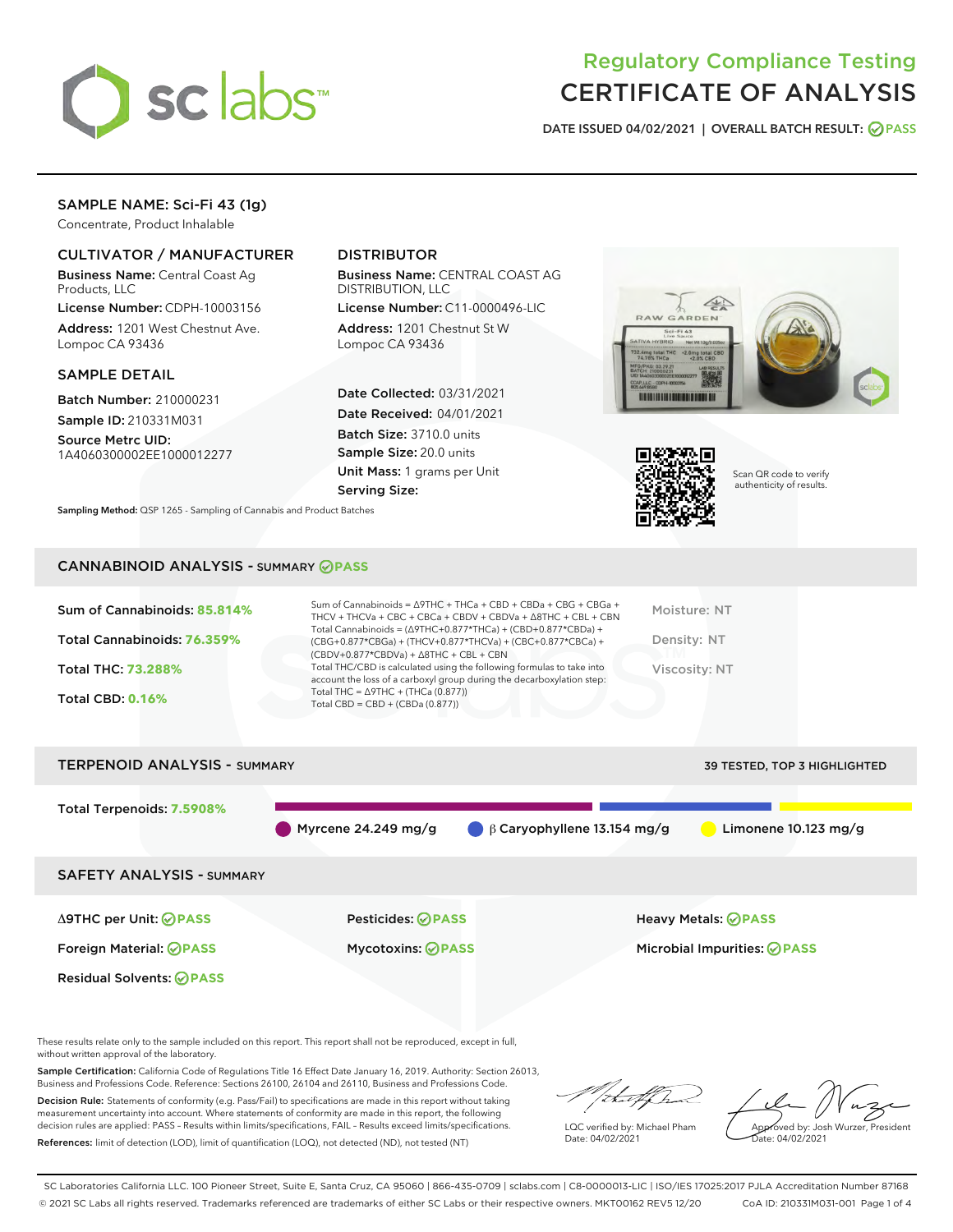# Regulatory Compliance Testing
# CERTIFICATE OF ANALYSIS

DATE ISSUED 04/02/2021 | OVERALL BATCH RESULT: PASS

## SAMPLE NAME: Sci-Fi 43 (1g)

Concentrate, Product Inhalable

### CULTIVATOR / MANUFACTURER

**Business Name:** Central Coast Ag Products, LLC

**License Number:** CDPH-10003156

**Address:** 1201 West Chestnut Ave. Lompoc CA 93436

### DISTRIBUTOR

**Business Name:** CENTRAL COAST AG DISTRIBUTION, LLC

**License Number:** C11-0000496-LIC

**Address:** 1201 Chestnut St W Lompoc CA 93436

### SAMPLE DETAIL

**Batch Number:** 210000231

**Sample ID:** 210331M031

**Source Metrc UID:** 1A4060300002EE1000012277

**Date Collected:** 03/31/2021

**Date Received:** 04/01/2021

**Batch Size:** 3710.0 units

**Sample Size:** 20.0 units

**Unit Mass:** 1 grams per Unit

**Serving Size:**

**Sampling Method:** QSP 1265 - Sampling of Cannabis and Product Batches

Scan QR code to verify authenticity of results.

## CANNABINOID ANALYSIS - SUMMARY PASS

**Sum of Cannabinoids:** 85.814%

**Total Cannabinoids:** 76.359%

**Total THC:** 73.288%

**Total CBD:** 0.16%

Sum of Cannabinoids = Δ9THC + THCa + CBD + CBDa + CBG + CBGa + THCV + THCVa + CBC + CBCa + CBDV + CBDVa + Δ8THC + CBL + CBN

Total Cannabinoids = (Δ9THC+0.877*THCa) + (CBD+0.877*CBDa) + (CBG+0.877*CBGa) + (THCV+0.877*THCVa) + (CBC+0.877*CBCa) + (CBDV+0.877*CBDVa) + Δ8THC + CBL + CBN

Total THC/CBD is calculated using the following formulas to take into account the loss of a carboxyl group during the decarboxylation step:

Total THC = Δ9THC + (THCa (0.877))

Total CBD = CBD + (CBDa (0.877))

Moisture: NT

Density: NT

Viscosity: NT

## TERPENOID ANALYSIS - SUMMARY

39 TESTED, TOP 3 HIGHLIGHTED

**Total Terpenoids:** 7.5908%

Myrcene 24.249 mg/g | β Caryophyllene 13.154 mg/g | Limonene 10.123 mg/g

## SAFETY ANALYSIS - SUMMARY

| | | |
|---|---|---|
| Δ9THC per Unit: PASS | Pesticides: PASS | Heavy Metals: PASS |
| Foreign Material: PASS | Mycotoxins: PASS | Microbial Impurities: PASS |
| Residual Solvents: PASS | | |

These results relate only to the sample included on this report. This report shall not be reproduced, except in full, without written approval of the laboratory.

**Sample Certification:** California Code of Regulations Title 16 Effect Date January 16, 2019. Authority: Section 26013, Business and Professions Code. Reference: Sections 26100, 26104 and 26110, Business and Professions Code.

**Decision Rule:** Statements of conformity (e.g. Pass/Fail) to specifications are made in this report without taking measurement uncertainty into account. Where statements of conformity are made in this report, the following decision rules are applied: PASS – Results within limits/specifications, FAIL – Results exceed limits/specifications.

**References:** limit of detection (LOD), limit of quantification (LOQ), not detected (ND), not tested (NT)

LQC verified by: Michael Pham
Date: 04/02/2021

Approved by: Josh Wurzer, President
Date: 04/02/2021

SC Laboratories California LLC. 100 Pioneer Street, Suite E, Santa Cruz, CA 95060 | 866-435-0709 | sclabs.com | C8-0000013-LIC | ISO/IES 17025:2017 PJLA Accreditation Number 87168
© 2021 SC Labs all rights reserved. Trademarks referenced are trademarks of either SC Labs or their respective owners. MKT00162 REV5 12/20 CoA ID: 210331M031-001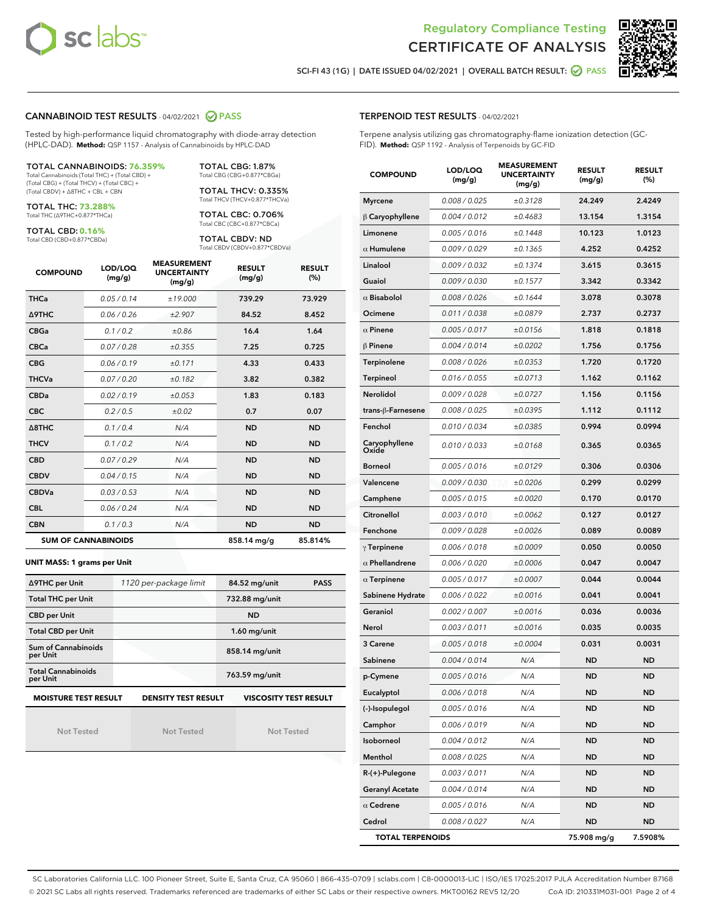Regulatory Compliance Testing
# CERTIFICATE OF ANALYSIS

SCI-FI 43 (1G) | DATE ISSUED 04/02/2021 | OVERALL BATCH RESULT: PASS

## CANNABINOID TEST RESULTS - 04/02/2021 PASS

Tested by high-performance liquid chromatography with diode-array detection (HPLC-DAD). **Method:** QSP 1157 - Analysis of Cannabinoids by HPLC-DAD

**TOTAL CANNABINOIDS: 76.359%**
Total Cannabinoids (Total THC) + (Total CBD) + (Total CBG) + (Total THCV) + (Total CBC) + (Total CBDV) + Δ8THC + CBL + CBN

**TOTAL THC: 73.288%**
Total THC (Δ9THC+0.877*THCa)

**TOTAL CBD: 0.16%**
Total CBD (CBD+0.877*CBDa)

**TOTAL CBG: 1.87%**
Total CBG (CBG+0.877*CBGa)

**TOTAL THCV: 0.335%**
Total THCV (THCV+0.877*THCVa)

**TOTAL CBC: 0.706%**
Total CBC (CBC+0.877*CBCa)

**TOTAL CBDV: ND**
Total CBDV (CBDV+0.877*CBDVa)

| COMPOUND | LOD/LOQ (mg/g) | MEASUREMENT UNCERTAINTY (mg/g) | RESULT (mg/g) | RESULT (%) |
|---|---|---|---|---|
| THCa | 0.05 / 0.14 | ±19.000 | 739.29 | 73.929 |
| Δ9THC | 0.06 / 0.26 | ±2.907 | 84.52 | 8.452 |
| CBGa | 0.1 / 0.2 | ±0.86 | 16.4 | 1.64 |
| CBCa | 0.07 / 0.28 | ±0.355 | 7.25 | 0.725 |
| CBG | 0.06 / 0.19 | ±0.171 | 4.33 | 0.433 |
| THCVa | 0.07 / 0.20 | ±0.182 | 3.82 | 0.382 |
| CBDa | 0.02 / 0.19 | ±0.053 | 1.83 | 0.183 |
| CBC | 0.2 / 0.5 | ±0.02 | 0.7 | 0.07 |
| Δ8THC | 0.1 / 0.4 | N/A | ND | ND |
| THCV | 0.1 / 0.2 | N/A | ND | ND |
| CBD | 0.07 / 0.29 | N/A | ND | ND |
| CBDV | 0.04 / 0.15 | N/A | ND | ND |
| CBDVa | 0.03 / 0.53 | N/A | ND | ND |
| CBL | 0.06 / 0.24 | N/A | ND | ND |
| CBN | 0.1 / 0.3 | N/A | ND | ND |
| **SUM OF CANNABINOIDS** | | | **858.14 mg/g** | **85.814%** |

**UNIT MASS: 1 grams per Unit**

| | | | |
|---|---|---|---|
| Δ9THC per Unit | 1120 per-package limit | 84.52 mg/unit | PASS |
| Total THC per Unit | | 732.88 mg/unit | |
| CBD per Unit | | ND | |
| Total CBD per Unit | | 1.60 mg/unit | |
| Sum of Cannabinoids per Unit | | 858.14 mg/unit | |
| Total Cannabinoids per Unit | | 763.59 mg/unit | |

| MOISTURE TEST RESULT | DENSITY TEST RESULT | VISCOSITY TEST RESULT |
|---|---|---|
| Not Tested | Not Tested | Not Tested |

## TERPENOID TEST RESULTS - 04/02/2021

Terpene analysis utilizing gas chromatography-flame ionization detection (GC-FID). **Method:** QSP 1192 - Analysis of Terpenoids by GC-FID

| COMPOUND | LOD/LOQ (mg/g) | MEASUREMENT UNCERTAINTY (mg/g) | RESULT (mg/g) | RESULT (%) |
|---|---|---|---|---|
| Myrcene | 0.008 / 0.025 | ±0.3128 | 24.249 | 2.4249 |
| β Caryophyllene | 0.004 / 0.012 | ±0.4683 | 13.154 | 1.3154 |
| Limonene | 0.005 / 0.016 | ±0.1448 | 10.123 | 1.0123 |
| α Humulene | 0.009 / 0.029 | ±0.1365 | 4.252 | 0.4252 |
| Linalool | 0.009 / 0.032 | ±0.1374 | 3.615 | 0.3615 |
| Guaiol | 0.009 / 0.030 | ±0.1577 | 3.342 | 0.3342 |
| α Bisabolol | 0.008 / 0.026 | ±0.1644 | 3.078 | 0.3078 |
| Ocimene | 0.011 / 0.038 | ±0.0879 | 2.737 | 0.2737 |
| α Pinene | 0.005 / 0.017 | ±0.0156 | 1.818 | 0.1818 |
| β Pinene | 0.004 / 0.014 | ±0.0202 | 1.756 | 0.1756 |
| Terpinolene | 0.008 / 0.026 | ±0.0353 | 1.720 | 0.1720 |
| Terpineol | 0.016 / 0.055 | ±0.0713 | 1.162 | 0.1162 |
| Nerolidol | 0.009 / 0.028 | ±0.0727 | 1.156 | 0.1156 |
| trans-β-Farnesene | 0.008 / 0.025 | ±0.0395 | 1.112 | 0.1112 |
| Fenchol | 0.010 / 0.034 | ±0.0385 | 0.994 | 0.0994 |
| Caryophyllene Oxide | 0.010 / 0.033 | ±0.0168 | 0.365 | 0.0365 |
| Borneol | 0.005 / 0.016 | ±0.0129 | 0.306 | 0.0306 |
| Valencene | 0.009 / 0.030 | ±0.0206 | 0.299 | 0.0299 |
| Camphene | 0.005 / 0.015 | ±0.0020 | 0.170 | 0.0170 |
| Citronellol | 0.003 / 0.010 | ±0.0062 | 0.127 | 0.0127 |
| Fenchone | 0.009 / 0.028 | ±0.0026 | 0.089 | 0.0089 |
| γ Terpinene | 0.006 / 0.018 | ±0.0009 | 0.050 | 0.0050 |
| α Phellandrene | 0.006 / 0.020 | ±0.0006 | 0.047 | 0.0047 |
| α Terpinene | 0.005 / 0.017 | ±0.0007 | 0.044 | 0.0044 |
| Sabinene Hydrate | 0.006 / 0.022 | ±0.0016 | 0.041 | 0.0041 |
| Geraniol | 0.002 / 0.007 | ±0.0016 | 0.036 | 0.0036 |
| Nerol | 0.003 / 0.011 | ±0.0016 | 0.035 | 0.0035 |
| 3 Carene | 0.005 / 0.018 | ±0.0004 | 0.031 | 0.0031 |
| Sabinene | 0.004 / 0.014 | N/A | ND | ND |
| p-Cymene | 0.005 / 0.016 | N/A | ND | ND |
| Eucalyptol | 0.006 / 0.018 | N/A | ND | ND |
| (-)-Isopulegol | 0.005 / 0.016 | N/A | ND | ND |
| Camphor | 0.006 / 0.019 | N/A | ND | ND |
| Isoborneol | 0.004 / 0.012 | N/A | ND | ND |
| Menthol | 0.008 / 0.025 | N/A | ND | ND |
| R-(+)-Pulegone | 0.003 / 0.011 | N/A | ND | ND |
| Geranyl Acetate | 0.004 / 0.014 | N/A | ND | ND |
| α Cedrene | 0.005 / 0.016 | N/A | ND | ND |
| Cedrol | 0.008 / 0.027 | N/A | ND | ND |
| **TOTAL TERPENOIDS** | | | **75.908 mg/g** | **7.5908%** |

SC Laboratories California LLC. 100 Pioneer Street, Suite E, Santa Cruz, CA 95060 | 866-435-0709 | sclabs.com | C8-0000013-LIC | ISO/IES 17025:2017 PJLA Accreditation Number 87168
© 2021 SC Labs all rights reserved. Trademarks referenced are trademarks of either SC Labs or their respective owners. MKT00162 REV5 12/20 CoA ID: 210331M031-001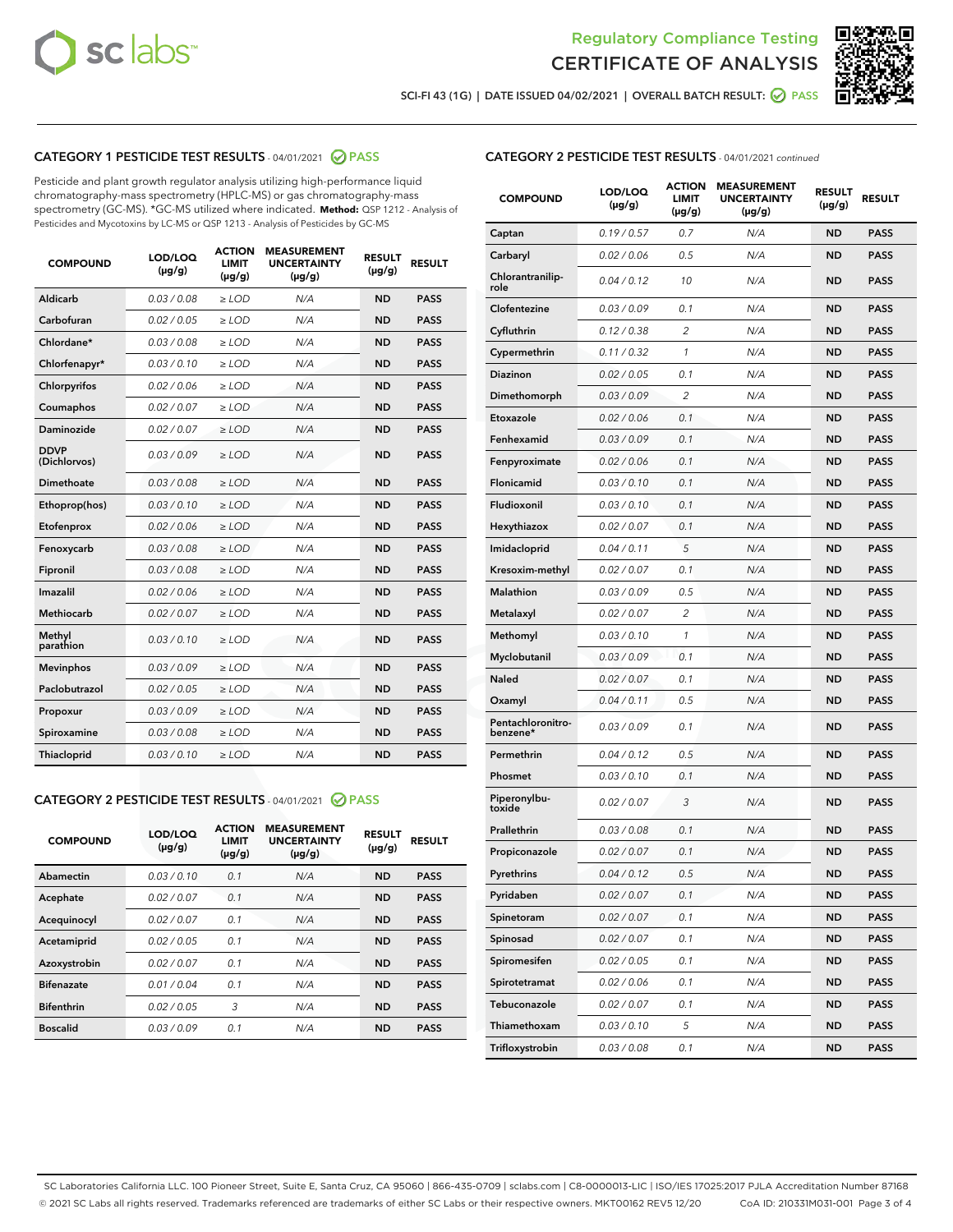Regulatory Compliance Testing
# CERTIFICATE OF ANALYSIS

SCI-FI 43 (1G) | DATE ISSUED 04/02/2021 | OVERALL BATCH RESULT: PASS

## CATEGORY 1 PESTICIDE TEST RESULTS - 04/01/2021 PASS

Pesticide and plant growth regulator analysis utilizing high-performance liquid chromatography-mass spectrometry (HPLC-MS) or gas chromatography-mass spectrometry (GC-MS). *GC-MS utilized where indicated. **Method:** QSP 1212 - Analysis of Pesticides and Mycotoxins by LC-MS or QSP 1213 - Analysis of Pesticides by GC-MS

| COMPOUND | LOD/LOQ (μg/g) | ACTION LIMIT (μg/g) | MEASUREMENT UNCERTAINTY (μg/g) | RESULT (μg/g) | RESULT |
|---|---|---|---|---|---|
| Aldicarb | 0.03 / 0.08 | ≥ LOD | N/A | ND | PASS |
| Carbofuran | 0.02 / 0.05 | ≥ LOD | N/A | ND | PASS |
| Chlordane* | 0.03 / 0.08 | ≥ LOD | N/A | ND | PASS |
| Chlorfenapyr* | 0.03 / 0.10 | ≥ LOD | N/A | ND | PASS |
| Chlorpyrifos | 0.02 / 0.06 | ≥ LOD | N/A | ND | PASS |
| Coumaphos | 0.02 / 0.07 | ≥ LOD | N/A | ND | PASS |
| Daminozide | 0.02 / 0.07 | ≥ LOD | N/A | ND | PASS |
| DDVP (Dichlorvos) | 0.03 / 0.09 | ≥ LOD | N/A | ND | PASS |
| Dimethoate | 0.03 / 0.08 | ≥ LOD | N/A | ND | PASS |
| Ethoprop(hos) | 0.03 / 0.10 | ≥ LOD | N/A | ND | PASS |
| Etofenprox | 0.02 / 0.06 | ≥ LOD | N/A | ND | PASS |
| Fenoxycarb | 0.03 / 0.08 | ≥ LOD | N/A | ND | PASS |
| Fipronil | 0.03 / 0.08 | ≥ LOD | N/A | ND | PASS |
| Imazalil | 0.02 / 0.06 | ≥ LOD | N/A | ND | PASS |
| Methiocarb | 0.02 / 0.07 | ≥ LOD | N/A | ND | PASS |
| Methyl parathion | 0.03 / 0.10 | ≥ LOD | N/A | ND | PASS |
| Mevinphos | 0.03 / 0.09 | ≥ LOD | N/A | ND | PASS |
| Paclobutrazol | 0.02 / 0.05 | ≥ LOD | N/A | ND | PASS |
| Propoxur | 0.03 / 0.09 | ≥ LOD | N/A | ND | PASS |
| Spiroxamine | 0.03 / 0.08 | ≥ LOD | N/A | ND | PASS |
| Thiacloprid | 0.03 / 0.10 | ≥ LOD | N/A | ND | PASS |

## CATEGORY 2 PESTICIDE TEST RESULTS - 04/01/2021 PASS

| COMPOUND | LOD/LOQ (μg/g) | ACTION LIMIT (μg/g) | MEASUREMENT UNCERTAINTY (μg/g) | RESULT (μg/g) | RESULT |
|---|---|---|---|---|---|
| Abamectin | 0.03 / 0.10 | 0.1 | N/A | ND | PASS |
| Acephate | 0.02 / 0.07 | 0.1 | N/A | ND | PASS |
| Acequinocyl | 0.02 / 0.07 | 0.1 | N/A | ND | PASS |
| Acetamiprid | 0.02 / 0.05 | 0.1 | N/A | ND | PASS |
| Azoxystrobin | 0.02 / 0.07 | 0.1 | N/A | ND | PASS |
| Bifenazate | 0.01 / 0.04 | 0.1 | N/A | ND | PASS |
| Bifenthrin | 0.02 / 0.05 | 3 | N/A | ND | PASS |
| Boscalid | 0.03 / 0.09 | 0.1 | N/A | ND | PASS |
| Captan | 0.19 / 0.57 | 0.7 | N/A | ND | PASS |
| Carbaryl | 0.02 / 0.06 | 0.5 | N/A | ND | PASS |
| Chlorantraniliprole | 0.04 / 0.12 | 10 | N/A | ND | PASS |
| Clofentezine | 0.03 / 0.09 | 0.1 | N/A | ND | PASS |
| Cyfluthrin | 0.12 / 0.38 | 2 | N/A | ND | PASS |
| Cypermethrin | 0.11 / 0.32 | 1 | N/A | ND | PASS |
| Diazinon | 0.02 / 0.05 | 0.1 | N/A | ND | PASS |
| Dimethomorph | 0.03 / 0.09 | 2 | N/A | ND | PASS |
| Etoxazole | 0.02 / 0.06 | 0.1 | N/A | ND | PASS |
| Fenhexamid | 0.03 / 0.09 | 0.1 | N/A | ND | PASS |
| Fenpyroximate | 0.02 / 0.06 | 0.1 | N/A | ND | PASS |
| Flonicamid | 0.03 / 0.10 | 0.1 | N/A | ND | PASS |
| Fludioxonil | 0.03 / 0.10 | 0.1 | N/A | ND | PASS |
| Hexythiazox | 0.02 / 0.07 | 0.1 | N/A | ND | PASS |
| Imidacloprid | 0.04 / 0.11 | 5 | N/A | ND | PASS |
| Kresoxim-methyl | 0.02 / 0.07 | 0.1 | N/A | ND | PASS |
| Malathion | 0.03 / 0.09 | 0.5 | N/A | ND | PASS |
| Metalaxyl | 0.02 / 0.07 | 2 | N/A | ND | PASS |
| Methomyl | 0.03 / 0.10 | 1 | N/A | ND | PASS |
| Myclobutanil | 0.03 / 0.09 | 0.1 | N/A | ND | PASS |
| Naled | 0.02 / 0.07 | 0.1 | N/A | ND | PASS |
| Oxamyl | 0.04 / 0.11 | 0.5 | N/A | ND | PASS |
| Pentachloronitrobenzene* | 0.03 / 0.09 | 0.1 | N/A | ND | PASS |
| Permethrin | 0.04 / 0.12 | 0.5 | N/A | ND | PASS |
| Phosmet | 0.03 / 0.10 | 0.1 | N/A | ND | PASS |
| Piperonylbutoxide | 0.02 / 0.07 | 3 | N/A | ND | PASS |
| Prallethrin | 0.03 / 0.08 | 0.1 | N/A | ND | PASS |
| Propiconazole | 0.02 / 0.07 | 0.1 | N/A | ND | PASS |
| Pyrethrins | 0.04 / 0.12 | 0.5 | N/A | ND | PASS |
| Pyridaben | 0.02 / 0.07 | 0.1 | N/A | ND | PASS |
| Spinetoram | 0.02 / 0.07 | 0.1 | N/A | ND | PASS |
| Spinosad | 0.02 / 0.07 | 0.1 | N/A | ND | PASS |
| Spiromesifen | 0.02 / 0.05 | 0.1 | N/A | ND | PASS |
| Spirotetramat | 0.02 / 0.06 | 0.1 | N/A | ND | PASS |
| Tebuconazole | 0.02 / 0.07 | 0.1 | N/A | ND | PASS |
| Thiamethoxam | 0.03 / 0.10 | 5 | N/A | ND | PASS |
| Trifloxystrobin | 0.03 / 0.08 | 0.1 | N/A | ND | PASS |

SC Laboratories California LLC. 100 Pioneer Street, Suite E, Santa Cruz, CA 95060 | 866-435-0709 | sclabs.com | C8-0000013-LIC | ISO/IES 17025:2017 PJLA Accreditation Number 87168
© 2021 SC Labs all rights reserved. Trademarks referenced are trademarks of either SC Labs or their respective owners. MKT00162 REV5 12/20 CoA ID: 210331M031-001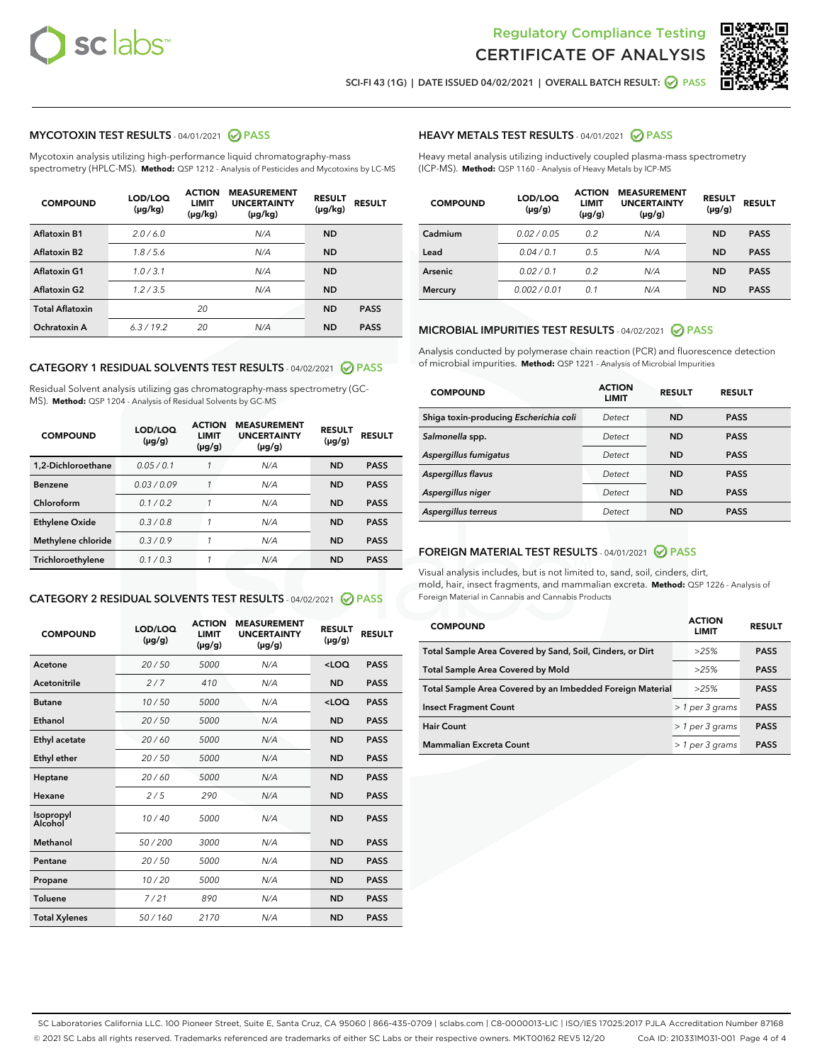Regulatory Compliance Testing
# CERTIFICATE OF ANALYSIS

SCI-FI 43 (1G) | DATE ISSUED 04/02/2021 | OVERALL BATCH RESULT: PASS

## MYCOTOXIN TEST RESULTS - 04/01/2021 PASS

Mycotoxin analysis utilizing high-performance liquid chromatography-mass spectrometry (HPLC-MS). **Method:** QSP 1212 - Analysis of Pesticides and Mycotoxins by LC-MS

| COMPOUND | LOD/LOQ (μg/kg) | ACTION LIMIT (μg/kg) | MEASUREMENT UNCERTAINTY (μg/kg) | RESULT (μg/kg) | RESULT |
|---|---|---|---|---|---|
| Aflatoxin B1 | 2.0 / 6.0 | | N/A | ND | |
| Aflatoxin B2 | 1.8 / 5.6 | | N/A | ND | |
| Aflatoxin G1 | 1.0 / 3.1 | | N/A | ND | |
| Aflatoxin G2 | 1.2 / 3.5 | | N/A | ND | |
| Total Aflatoxin | | 20 | | ND | PASS |
| Ochratoxin A | 6.3 / 19.2 | 20 | N/A | ND | PASS |

## CATEGORY 1 RESIDUAL SOLVENTS TEST RESULTS - 04/02/2021 PASS

Residual Solvent analysis utilizing gas chromatography-mass spectrometry (GC-MS). **Method:** QSP 1204 - Analysis of Residual Solvents by GC-MS

| COMPOUND | LOD/LOQ (μg/g) | ACTION LIMIT (μg/g) | MEASUREMENT UNCERTAINTY (μg/g) | RESULT (μg/g) | RESULT |
|---|---|---|---|---|---|
| 1,2-Dichloroethane | 0.05 / 0.1 | 1 | N/A | ND | PASS |
| Benzene | 0.03 / 0.09 | 1 | N/A | ND | PASS |
| Chloroform | 0.1 / 0.2 | 1 | N/A | ND | PASS |
| Ethylene Oxide | 0.3 / 0.8 | 1 | N/A | ND | PASS |
| Methylene chloride | 0.3 / 0.9 | 1 | N/A | ND | PASS |
| Trichloroethylene | 0.1 / 0.3 | 1 | N/A | ND | PASS |

## CATEGORY 2 RESIDUAL SOLVENTS TEST RESULTS - 04/02/2021 PASS

| COMPOUND | LOD/LOQ (μg/g) | ACTION LIMIT (μg/g) | MEASUREMENT UNCERTAINTY (μg/g) | RESULT (μg/g) | RESULT |
|---|---|---|---|---|---|
| Acetone | 20 / 50 | 5000 | N/A | <LOQ | PASS |
| Acetonitrile | 2 / 7 | 410 | N/A | ND | PASS |
| Butane | 10 / 50 | 5000 | N/A | <LOQ | PASS |
| Ethanol | 20 / 50 | 5000 | N/A | ND | PASS |
| Ethyl acetate | 20 / 60 | 5000 | N/A | ND | PASS |
| Ethyl ether | 20 / 50 | 5000 | N/A | ND | PASS |
| Heptane | 20 / 60 | 5000 | N/A | ND | PASS |
| Hexane | 2 / 5 | 290 | N/A | ND | PASS |
| Isopropyl Alcohol | 10 / 40 | 5000 | N/A | ND | PASS |
| Methanol | 50 / 200 | 3000 | N/A | ND | PASS |
| Pentane | 20 / 50 | 5000 | N/A | ND | PASS |
| Propane | 10 / 20 | 5000 | N/A | ND | PASS |
| Toluene | 7 / 21 | 890 | N/A | ND | PASS |
| Total Xylenes | 50 / 160 | 2170 | N/A | ND | PASS |

## HEAVY METALS TEST RESULTS - 04/01/2021 PASS

Heavy metal analysis utilizing inductively coupled plasma-mass spectrometry (ICP-MS). **Method:** QSP 1160 - Analysis of Heavy Metals by ICP-MS

| COMPOUND | LOD/LOQ (μg/g) | ACTION LIMIT (μg/g) | MEASUREMENT UNCERTAINTY (μg/g) | RESULT (μg/g) | RESULT |
|---|---|---|---|---|---|
| Cadmium | 0.02 / 0.05 | 0.2 | N/A | ND | PASS |
| Lead | 0.04 / 0.1 | 0.5 | N/A | ND | PASS |
| Arsenic | 0.02 / 0.1 | 0.2 | N/A | ND | PASS |
| Mercury | 0.002 / 0.01 | 0.1 | N/A | ND | PASS |

## MICROBIAL IMPURITIES TEST RESULTS - 04/02/2021 PASS

Analysis conducted by polymerase chain reaction (PCR) and fluorescence detection of microbial impurities. **Method:** QSP 1221 - Analysis of Microbial Impurities

| COMPOUND | ACTION LIMIT | RESULT | RESULT |
|---|---|---|---|
| Shiga toxin-producing *Escherichia coli* | Detect | ND | PASS |
| *Salmonella* spp. | Detect | ND | PASS |
| *Aspergillus fumigatus* | Detect | ND | PASS |
| *Aspergillus flavus* | Detect | ND | PASS |
| *Aspergillus niger* | Detect | ND | PASS |
| *Aspergillus terreus* | Detect | ND | PASS |

## FOREIGN MATERIAL TEST RESULTS - 04/01/2021 PASS

Visual analysis includes, but is not limited to, sand, soil, cinders, dirt, mold, hair, insect fragments, and mammalian excreta. **Method:** QSP 1226 - Analysis of Foreign Material in Cannabis and Cannabis Products

| COMPOUND | ACTION LIMIT | RESULT |
|---|---|---|
| Total Sample Area Covered by Sand, Soil, Cinders, or Dirt | >25% | PASS |
| Total Sample Area Covered by Mold | >25% | PASS |
| Total Sample Area Covered by an Imbedded Foreign Material | >25% | PASS |
| Insect Fragment Count | > 1 per 3 grams | PASS |
| Hair Count | > 1 per 3 grams | PASS |
| Mammalian Excreta Count | > 1 per 3 grams | PASS |

SC Laboratories California LLC. 100 Pioneer Street, Suite E, Santa Cruz, CA 95060 | 866-435-0709 | sclabs.com | C8-0000013-LIC | ISO/IES 17025:2017 PJLA Accreditation Number 87168
© 2021 SC Labs all rights reserved. Trademarks referenced are trademarks of either SC Labs or their respective owners. MKT00162 REV5 12/20 CoA ID: 210331M031-001